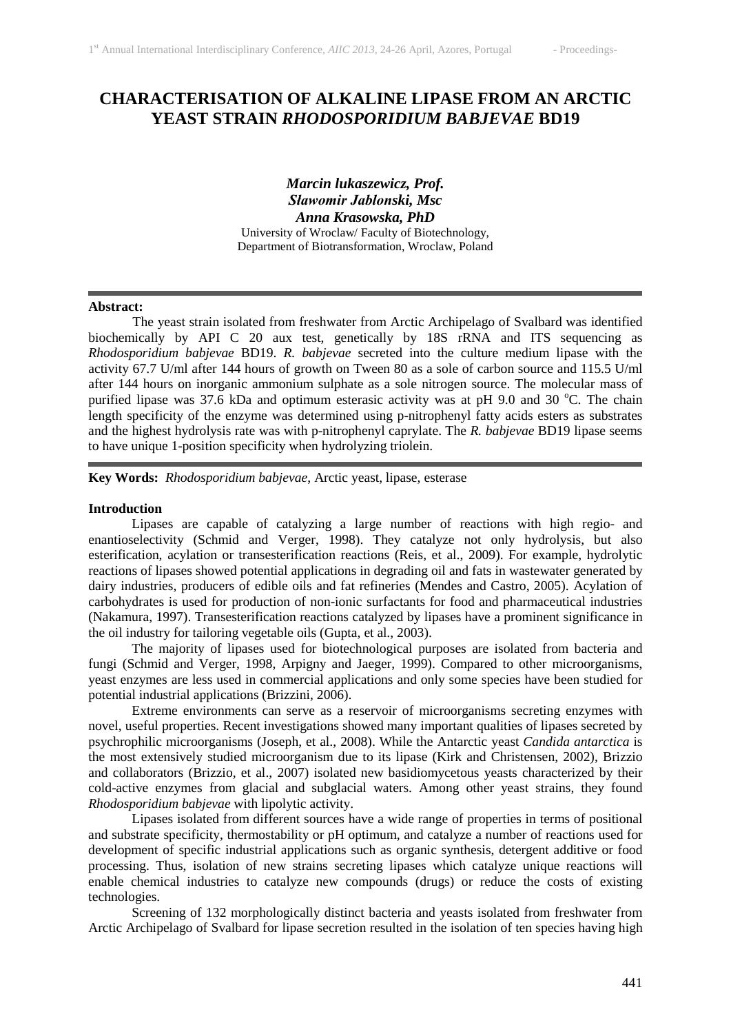# CHARACTERISATION OF ALKALINE LIPASE FROM AN ARCTIC YEAST STRAIN *RHODOSPORIDIUM BABJEVAE* BD19

***Marcin lukaszewicz, Prof.***
***Sławomir Jablonski, Msc***
***Anna Krasowska, PhD***
University of Wroclaw/ Faculty of Biotechnology,
Department of Biotransformation, Wroclaw, Poland

---

**Abstract:**

The yeast strain isolated from freshwater from Arctic Archipelago of Svalbard was identified biochemically by API C 20 aux test, genetically by 18S rRNA and ITS sequencing as *Rhodosporidium babjevae* BD19. *R. babjevae* secreted into the culture medium lipase with the activity 67.7 U/ml after 144 hours of growth on Tween 80 as a sole of carbon source and 115.5 U/ml after 144 hours on inorganic ammonium sulphate as a sole nitrogen source. The molecular mass of purified lipase was 37.6 kDa and optimum esterasic activity was at pH 9.0 and 30 $^{o}$C. The chain length specificity of the enzyme was determined using p-nitrophenyl fatty acids esters as substrates and the highest hydrolysis rate was with p-nitrophenyl caprylate. The *R. babjevae* BD19 lipase seems to have unique 1-position specificity when hydrolyzing triolein.

---

**Key Words:** *Rhodosporidium babjevae*, Arctic yeast, lipase, esterase

## Introduction

Lipases are capable of catalyzing a large number of reactions with high regio- and enantioselectivity (Schmid and Verger, 1998). They catalyze not only hydrolysis, but also esterification, acylation or transesterification reactions (Reis, et al., 2009). For example, hydrolytic reactions of lipases showed potential applications in degrading oil and fats in wastewater generated by dairy industries, producers of edible oils and fat refineries (Mendes and Castro, 2005). Acylation of carbohydrates is used for production of non-ionic surfactants for food and pharmaceutical industries (Nakamura, 1997). Transesterification reactions catalyzed by lipases have a prominent significance in the oil industry for tailoring vegetable oils (Gupta, et al., 2003).

The majority of lipases used for biotechnological purposes are isolated from bacteria and fungi (Schmid and Verger, 1998, Arpigny and Jaeger, 1999). Compared to other microorganisms, yeast enzymes are less used in commercial applications and only some species have been studied for potential industrial applications (Brizzini, 2006).

Extreme environments can serve as a reservoir of microorganisms secreting enzymes with novel, useful properties. Recent investigations showed many important qualities of lipases secreted by psychrophilic microorganisms (Joseph, et al., 2008). While the Antarctic yeast *Candida antarctica* is the most extensively studied microorganism due to its lipase (Kirk and Christensen, 2002), Brizzio and collaborators (Brizzio, et al., 2007) isolated new basidiomycetous yeasts characterized by their cold-active enzymes from glacial and subglacial waters. Among other yeast strains, they found *Rhodosporidium babjevae* with lipolytic activity.

Lipases isolated from different sources have a wide range of properties in terms of positional and substrate specificity, thermostability or pH optimum, and catalyze a number of reactions used for development of specific industrial applications such as organic synthesis, detergent additive or food processing. Thus, isolation of new strains secreting lipases which catalyze unique reactions will enable chemical industries to catalyze new compounds (drugs) or reduce the costs of existing technologies.

Screening of 132 morphologically distinct bacteria and yeasts isolated from freshwater from Arctic Archipelago of Svalbard for lipase secretion resulted in the isolation of ten species having high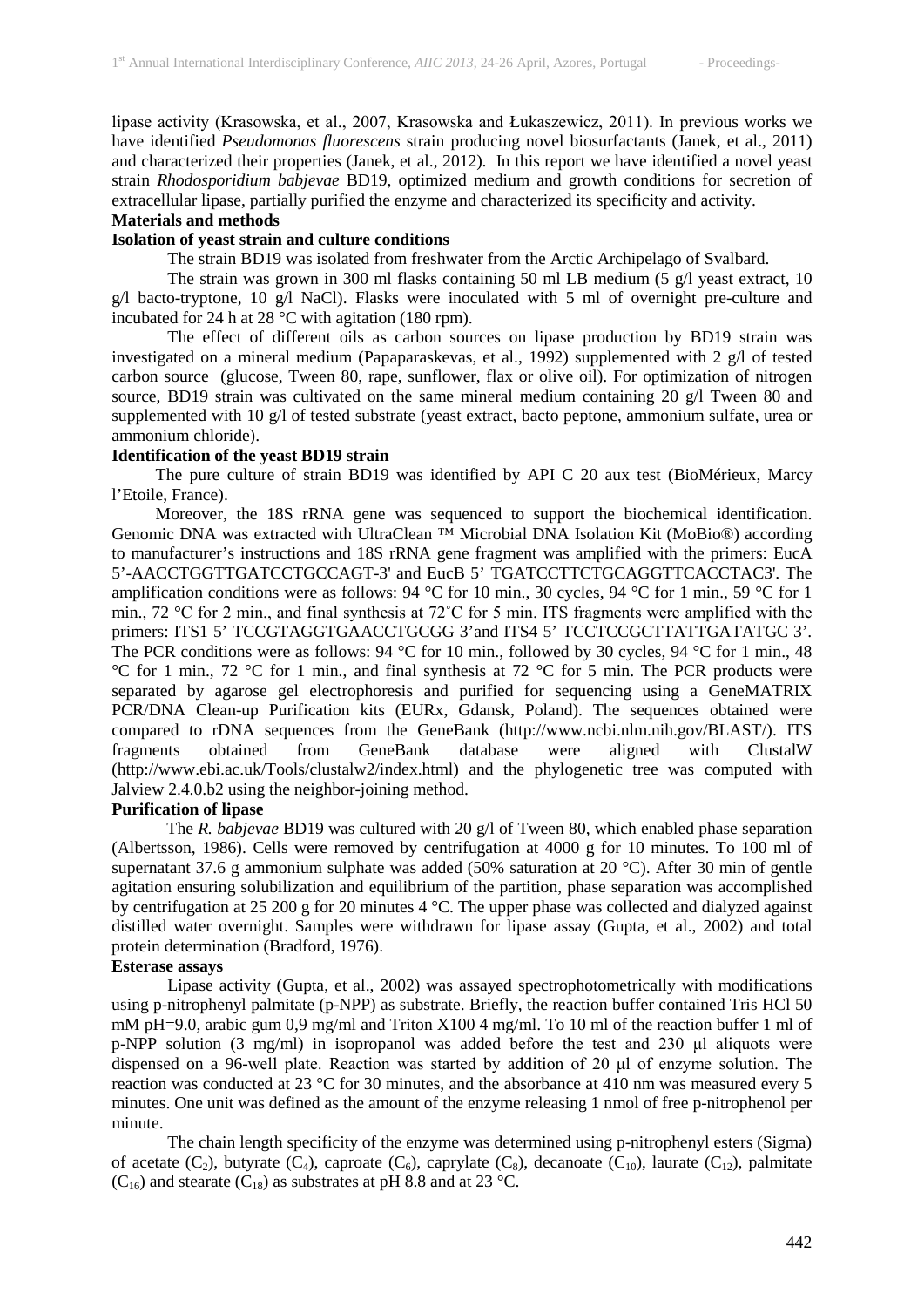lipase activity (Krasowska, et al., 2007, Krasowska and Łukaszewicz, 2011). In previous works we have identified *Pseudomonas fluorescens* strain producing novel biosurfactants (Janek, et al., 2011) and characterized their properties (Janek, et al., 2012). In this report we have identified a novel yeast strain *Rhodosporidium babjevae* BD19, optimized medium and growth conditions for secretion of extracellular lipase, partially purified the enzyme and characterized its specificity and activity.

## Materials and methods

### Isolation of yeast strain and culture conditions

The strain BD19 was isolated from freshwater from the Arctic Archipelago of Svalbard.

The strain was grown in 300 ml flasks containing 50 ml LB medium (5 g/l yeast extract, 10 g/l bacto-tryptone, 10 g/l NaCl). Flasks were inoculated with 5 ml of overnight pre-culture and incubated for 24 h at 28 °C with agitation (180 rpm).

The effect of different oils as carbon sources on lipase production by BD19 strain was investigated on a mineral medium (Papaparaskevas, et al., 1992) supplemented with 2 g/l of tested carbon source (glucose, Tween 80, rape, sunflower, flax or olive oil). For optimization of nitrogen source, BD19 strain was cultivated on the same mineral medium containing 20 g/l Tween 80 and supplemented with 10 g/l of tested substrate (yeast extract, bacto peptone, ammonium sulfate, urea or ammonium chloride).

### Identification of the yeast BD19 strain

The pure culture of strain BD19 was identified by API C 20 aux test (BioMérieux, Marcy l'Etoile, France).

Moreover, the 18S rRNA gene was sequenced to support the biochemical identification. Genomic DNA was extracted with UltraClean ™ Microbial DNA Isolation Kit (MoBio®) according to manufacturer's instructions and 18S rRNA gene fragment was amplified with the primers: EucA 5'-AACCTGGTTGATCCTGCCAGT-3' and EucB 5' TGATCCTTCTGCAGGTTCACCTAC3'. The amplification conditions were as follows: 94 °C for 10 min., 30 cycles, 94 °C for 1 min., 59 °C for 1 min., 72 °C for 2 min., and final synthesis at 72˚C for 5 min. ITS fragments were amplified with the primers: ITS1 5' TCCGTAGGTGAACCTGCGG 3'and ITS4 5' TCCTCCGCTTATTGATATGC 3'. The PCR conditions were as follows: 94 °C for 10 min., followed by 30 cycles, 94 °C for 1 min., 48 °C for 1 min., 72 °C for 1 min., and final synthesis at 72 °C for 5 min. The PCR products were separated by agarose gel electrophoresis and purified for sequencing using a GeneMATRIX PCR/DNA Clean-up Purification kits (EURx, Gdansk, Poland). The sequences obtained were compared to rDNA sequences from the GeneBank (http://www.ncbi.nlm.nih.gov/BLAST/). ITS fragments obtained from GeneBank database were aligned with ClustalW (http://www.ebi.ac.uk/Tools/clustalw2/index.html) and the phylogenetic tree was computed with Jalview 2.4.0.b2 using the neighbor-joining method.

### Purification of lipase

The *R. babjevae* BD19 was cultured with 20 g/l of Tween 80, which enabled phase separation (Albertsson, 1986). Cells were removed by centrifugation at 4000 g for 10 minutes. To 100 ml of supernatant 37.6 g ammonium sulphate was added (50% saturation at 20 °C). After 30 min of gentle agitation ensuring solubilization and equilibrium of the partition, phase separation was accomplished by centrifugation at 25 200 g for 20 minutes 4 °C. The upper phase was collected and dialyzed against distilled water overnight. Samples were withdrawn for lipase assay (Gupta, et al., 2002) and total protein determination (Bradford, 1976).

### Esterase assays

Lipase activity (Gupta, et al., 2002) was assayed spectrophotometrically with modifications using p-nitrophenyl palmitate (p-NPP) as substrate. Briefly, the reaction buffer contained Tris HCl 50 mM pH=9.0, arabic gum 0,9 mg/ml and Triton X100 4 mg/ml. To 10 ml of the reaction buffer 1 ml of p-NPP solution (3 mg/ml) in isopropanol was added before the test and 230 μl aliquots were dispensed on a 96-well plate. Reaction was started by addition of 20 μl of enzyme solution. The reaction was conducted at 23 °C for 30 minutes, and the absorbance at 410 nm was measured every 5 minutes. One unit was defined as the amount of the enzyme releasing 1 nmol of free p-nitrophenol per minute.

The chain length specificity of the enzyme was determined using p-nitrophenyl esters (Sigma) of acetate ($C_2$), butyrate ($C_4$), caproate ($C_6$), caprylate ($C_8$), decanoate ($C_{10}$), laurate ($C_{12}$), palmitate ($C_{16}$) and stearate ($C_{18}$) as substrates at pH 8.8 and at 23 °C.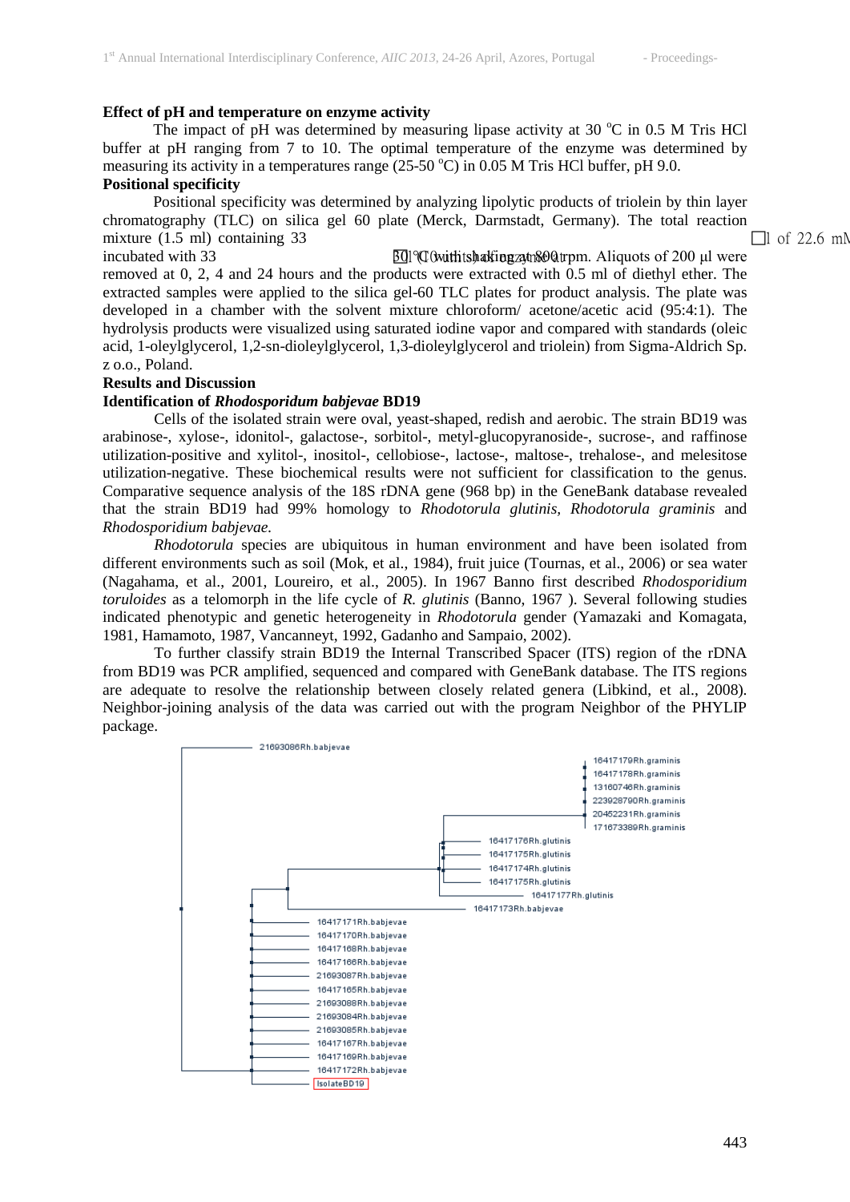**Effect of pH and temperature on enzyme activity**

The impact of pH was determined by measuring lipase activity at 30 °C in 0.5 M Tris HCl buffer at pH ranging from 7 to 10. The optimal temperature of the enzyme was determined by measuring its activity in a temperatures range (25-50 °C) in 0.05 M Tris HCl buffer, pH 9.0.

**Positional specificity**

Positional specificity was determined by analyzing lipolytic products of triolein by thin layer chromatography (TLC) on silica gel 60 plate (Merck, Darmstadt, Germany). The total reaction mixture (1.5 ml) containing 33 □l of 22.6 mM incubated with 33 □l (0.1 U) of enzyme at 30 °C with shaking at 800 rpm. Aliquots of 200 μl were removed at 0, 2, 4 and 24 hours and the products were extracted with 0.5 ml of diethyl ether. The extracted samples were applied to the silica gel-60 TLC plates for product analysis. The plate was developed in a chamber with the solvent mixture chloroform/ acetone/acetic acid (95:4:1). The hydrolysis products were visualized using saturated iodine vapor and compared with standards (oleic acid, 1-oleylglycerol, 1,2-sn-dioleylglycerol, 1,3-dioleylglycerol and triolein) from Sigma-Aldrich Sp. z o.o., Poland.

**Results and Discussion**

**Identification of *Rhodosporidum babjevae* BD19**

Cells of the isolated strain were oval, yeast-shaped, redish and aerobic. The strain BD19 was arabinose-, xylose-, idonitol-, galactose-, sorbitol-, metyl-glucopyranoside-, sucrose-, and raffinose utilization-positive and xylitol-, inositol-, cellobiose-, lactose-, maltose-, trehalose-, and melesitose utilization-negative. These biochemical results were not sufficient for classification to the genus. Comparative sequence analysis of the 18S rDNA gene (968 bp) in the GeneBank database revealed that the strain BD19 had 99% homology to *Rhodotorula glutinis*, *Rhodotorula graminis* and *Rhodosporidium babjevae.*

*Rhodotorula* species are ubiquitous in human environment and have been isolated from different environments such as soil (Mok, et al., 1984), fruit juice (Tournas, et al., 2006) or sea water (Nagahama, et al., 2001, Loureiro, et al., 2005). In 1967 Banno first described *Rhodosporidium toruloides* as a telomorph in the life cycle of *R. glutinis* (Banno, 1967 ). Several following studies indicated phenotypic and genetic heterogeneity in *Rhodotorula* gender (Yamazaki and Komagata, 1981, Hamamoto, 1987, Vancanneyt, 1992, Gadanho and Sampaio, 2002).

To further classify strain BD19 the Internal Transcribed Spacer (ITS) region of the rDNA from BD19 was PCR amplified, sequenced and compared with GeneBank database. The ITS regions are adequate to resolve the relationship between closely related genera (Libkind, et al., 2008). Neighbor-joining analysis of the data was carried out with the program Neighbor of the PHYLIP package.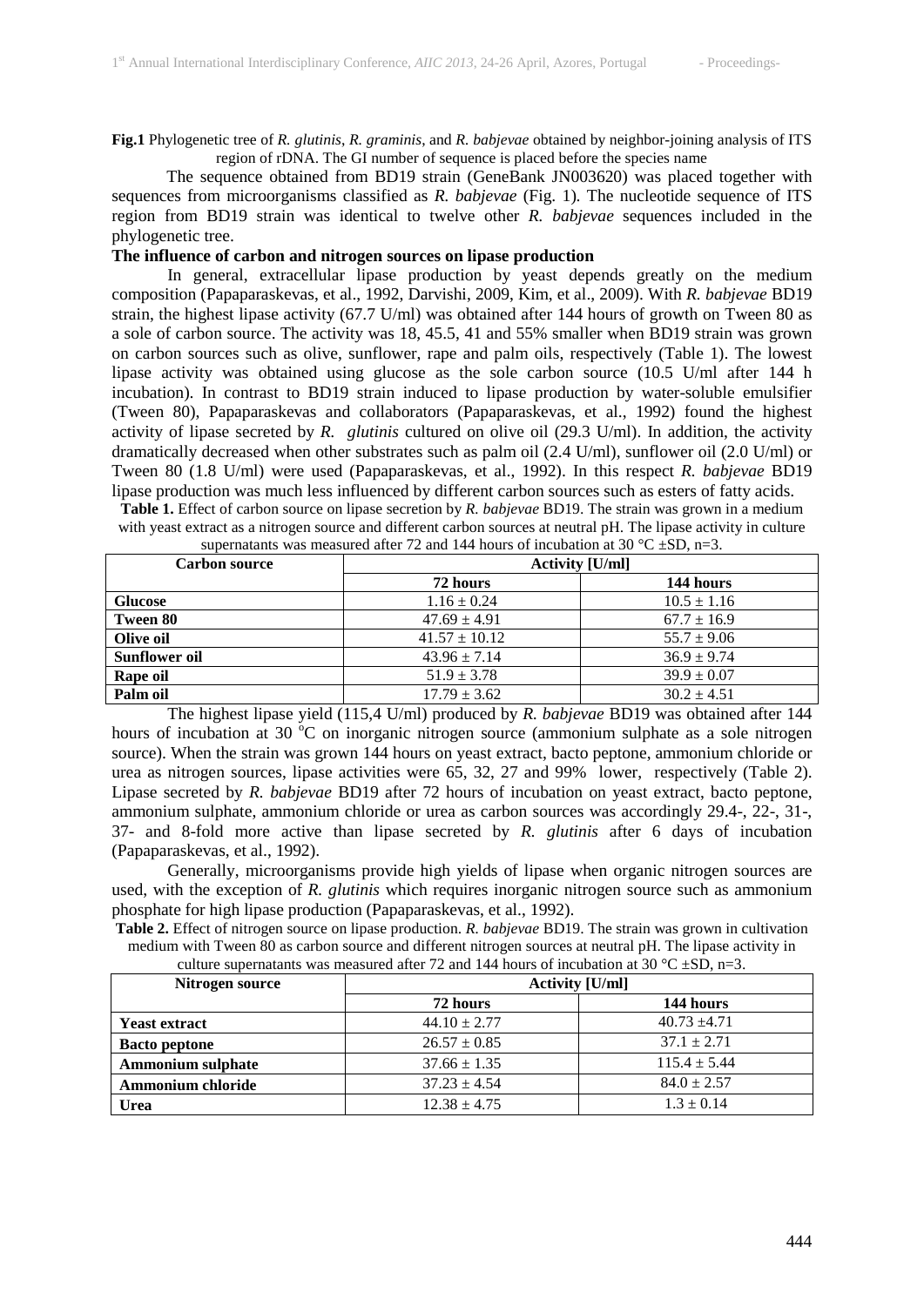**Fig.1** Phylogenetic tree of *R. glutinis*, *R. graminis*, and *R. babjevae* obtained by neighbor-joining analysis of ITS region of rDNA. The GI number of sequence is placed before the species name

The sequence obtained from BD19 strain (GeneBank JN003620) was placed together with sequences from microorganisms classified as *R. babjevae* (Fig. 1). The nucleotide sequence of ITS region from BD19 strain was identical to twelve other *R. babjevae* sequences included in the phylogenetic tree.

**The influence of carbon and nitrogen sources on lipase production**

In general, extracellular lipase production by yeast depends greatly on the medium composition (Papaparaskevas, et al., 1992, Darvishi, 2009, Kim, et al., 2009). With *R. babjevae* BD19 strain, the highest lipase activity (67.7 U/ml) was obtained after 144 hours of growth on Tween 80 as a sole of carbon source. The activity was 18, 45.5, 41 and 55% smaller when BD19 strain was grown on carbon sources such as olive, sunflower, rape and palm oils, respectively (Table 1). The lowest lipase activity was obtained using glucose as the sole carbon source (10.5 U/ml after 144 h incubation). In contrast to BD19 strain induced to lipase production by water-soluble emulsifier (Tween 80), Papaparaskevas and collaborators (Papaparaskevas, et al., 1992) found the highest activity of lipase secreted by *R. glutinis* cultured on olive oil (29.3 U/ml). In addition, the activity dramatically decreased when other substrates such as palm oil (2.4 U/ml), sunflower oil (2.0 U/ml) or Tween 80 (1.8 U/ml) were used (Papaparaskevas, et al., 1992). In this respect *R. babjevae* BD19 lipase production was much less influenced by different carbon sources such as esters of fatty acids.

**Table 1.** Effect of carbon source on lipase secretion by *R. babjevae* BD19. The strain was grown in a medium with yeast extract as a nitrogen source and different carbon sources at neutral pH. The lipase activity in culture supernatants was measured after 72 and 144 hours of incubation at 30 °C ±SD, n=3.

| Carbon source | Activity [U/ml] | |
|---|---|---|
| | 72 hours | 144 hours |
| **Glucose** | 1.16 ± 0.24 | 10.5 ± 1.16 |
| **Tween 80** | 47.69 ± 4.91 | 67.7 ± 16.9 |
| **Olive oil** | 41.57 ± 10.12 | 55.7 ± 9.06 |
| **Sunflower oil** | 43.96 ± 7.14 | 36.9 ± 9.74 |
| **Rape oil** | 51.9 ± 3.78 | 39.9 ± 0.07 |
| **Palm oil** | 17.79 ± 3.62 | 30.2 ± 4.51 |

The highest lipase yield (115,4 U/ml) produced by *R. babjevae* BD19 was obtained after 144 hours of incubation at 30 °C on inorganic nitrogen source (ammonium sulphate as a sole nitrogen source). When the strain was grown 144 hours on yeast extract, bacto peptone, ammonium chloride or urea as nitrogen sources, lipase activities were 65, 32, 27 and 99% lower, respectively (Table 2). Lipase secreted by *R. babjevae* BD19 after 72 hours of incubation on yeast extract, bacto peptone, ammonium sulphate, ammonium chloride or urea as carbon sources was accordingly 29.4-, 22-, 31-, 37- and 8-fold more active than lipase secreted by *R. glutinis* after 6 days of incubation (Papaparaskevas, et al., 1992).

Generally, microorganisms provide high yields of lipase when organic nitrogen sources are used, with the exception of *R. glutinis* which requires inorganic nitrogen source such as ammonium phosphate for high lipase production (Papaparaskevas, et al., 1992).

**Table 2.** Effect of nitrogen source on lipase production. *R. babjevae* BD19. The strain was grown in cultivation medium with Tween 80 as carbon source and different nitrogen sources at neutral pH. The lipase activity in culture supernatants was measured after 72 and 144 hours of incubation at 30 °C ±SD, n=3.

| Nitrogen source | Activity [U/ml] | |
|---|---|---|
| | 72 hours | 144 hours |
| **Yeast extract** | 44.10 ± 2.77 | 40.73 ±4.71 |
| **Bacto peptone** | 26.57 ± 0.85 | 37.1 ± 2.71 |
| **Ammonium sulphate** | 37.66 ± 1.35 | 115.4 ± 5.44 |
| **Ammonium chloride** | 37.23 ± 4.54 | 84.0 ± 2.57 |
| **Urea** | 12.38 ± 4.75 | 1.3 ± 0.14 |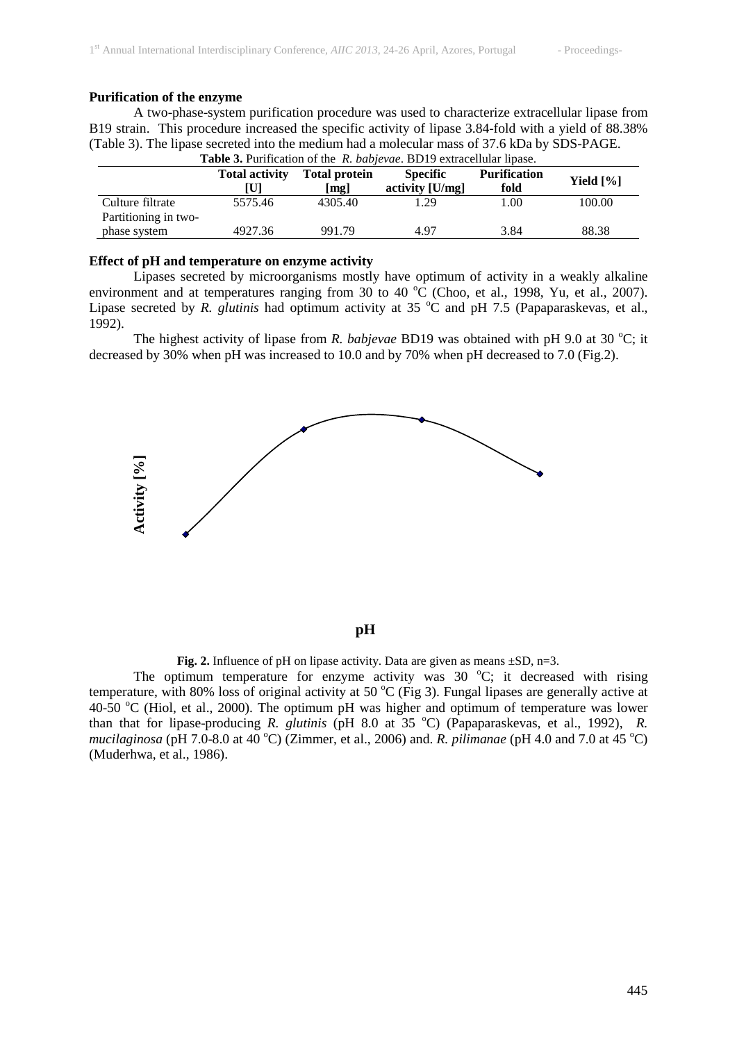**Purification of the enzyme**

A two-phase-system purification procedure was used to characterize extracellular lipase from B19 strain. This procedure increased the specific activity of lipase 3.84-fold with a yield of 88.38% (Table 3). The lipase secreted into the medium had a molecular mass of 37.6 kDa by SDS-PAGE.

**Table 3.** Purification of the *R. babjevae*. BD19 extracellular lipase.

| | Total activity [U] | Total protein [mg] | Specific activity [U/mg] | Purification fold | Yield [%] |
|---|---|---|---|---|---|
| Culture filtrate | 5575.46 | 4305.40 | 1.29 | 1.00 | 100.00 |
| Partitioning in two-phase system | 4927.36 | 991.79 | 4.97 | 3.84 | 88.38 |

**Effect of pH and temperature on enzyme activity**

Lipases secreted by microorganisms mostly have optimum of activity in a weakly alkaline environment and at temperatures ranging from 30 to 40 $^oC$ (Choo, et al., 1998, Yu, et al., 2007). Lipase secreted by *R. glutinis* had optimum activity at 35 $^oC$ and pH 7.5 (Papaparaskevas, et al., 1992).

The highest activity of lipase from *R. babjevae* BD19 was obtained with pH 9.0 at 30 $^oC$; it decreased by 30% when pH was increased to 10.0 and by 70% when pH decreased to 7.0 (Fig.2).

**Fig. 2.** Influence of pH on lipase activity. Data are given as means ±SD, n=3.

The optimum temperature for enzyme activity was 30 $^oC$; it decreased with rising temperature, with 80% loss of original activity at 50 $^oC$ (Fig 3). Fungal lipases are generally active at 40-50 $^oC$ (Hiol, et al., 2000). The optimum pH was higher and optimum of temperature was lower than that for lipase-producing *R. glutinis* (pH 8.0 at 35 $^oC$) (Papaparaskevas, et al., 1992), *R. mucilaginosa* (pH 7.0-8.0 at 40 $^oC$) (Zimmer, et al., 2006) and. *R. pilimanae* (pH 4.0 and 7.0 at 45 $^oC$) (Muderhwa, et al., 1986).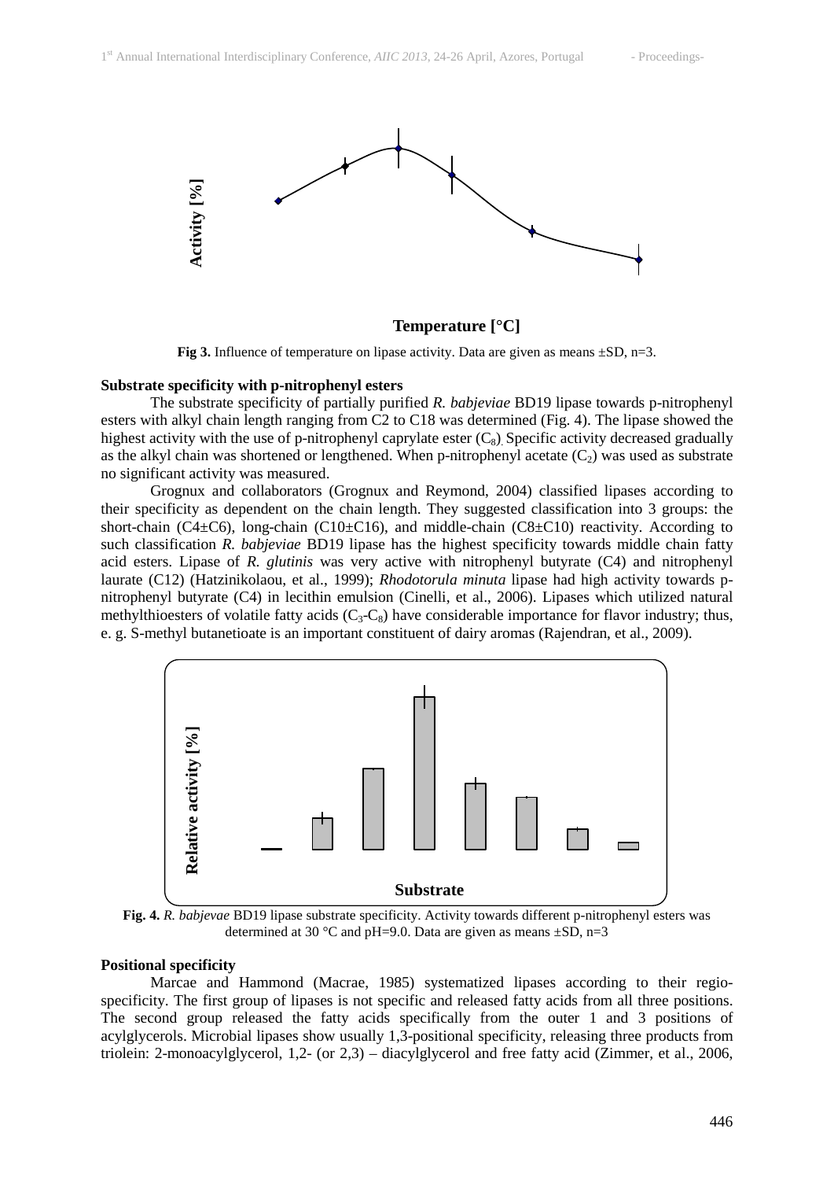Activity [%]

Temperature [°C]

**Fig 3.** Influence of temperature on lipase activity. Data are given as means ±SD, n=3.

**Substrate specificity with p-nitrophenyl esters**

The substrate specificity of partially purified *R. babjeviae* BD19 lipase towards p-nitrophenyl esters with alkyl chain length ranging from C2 to C18 was determined (Fig. 4). The lipase showed the highest activity with the use of p-nitrophenyl caprylate ester ($C_8$). Specific activity decreased gradually as the alkyl chain was shortened or lengthened. When p-nitrophenyl acetate ($C_2$) was used as substrate no significant activity was measured.

Grognux and collaborators (Grognux and Reymond, 2004) classified lipases according to their specificity as dependent on the chain length. They suggested classification into 3 groups: the short-chain (C4±C6), long-chain (C10±C16), and middle-chain (C8±C10) reactivity. According to such classification *R. babjeviae* BD19 lipase has the highest specificity towards middle chain fatty acid esters. Lipase of *R. glutinis* was very active with nitrophenyl butyrate (C4) and nitrophenyl laurate (C12) (Hatzinikolaou, et al., 1999); *Rhodotorula minuta* lipase had high activity towards p-nitrophenyl butyrate (C4) in lecithin emulsion (Cinelli, et al., 2006). Lipases which utilized natural methylthioesters of volatile fatty acids ($C_3$-$C_8$) have considerable importance for flavor industry; thus, e. g. S-methyl butanetioate is an important constituent of dairy aromas (Rajendran, et al., 2009).

Relative activity [%]

Substrate

**Fig. 4.** *R. babjevae* BD19 lipase substrate specificity. Activity towards different p-nitrophenyl esters was determined at 30 °C and pH=9.0. Data are given as means ±SD, n=3

**Positional specificity**

Marcae and Hammond (Macrae, 1985) systematized lipases according to their regio-specificity. The first group of lipases is not specific and released fatty acids from all three positions. The second group released the fatty acids specifically from the outer 1 and 3 positions of acylglycerols. Microbial lipases show usually 1,3-positional specificity, releasing three products from triolein: 2-monoacylglycerol, 1,2- (or 2,3) – diacylglycerol and free fatty acid (Zimmer, et al., 2006,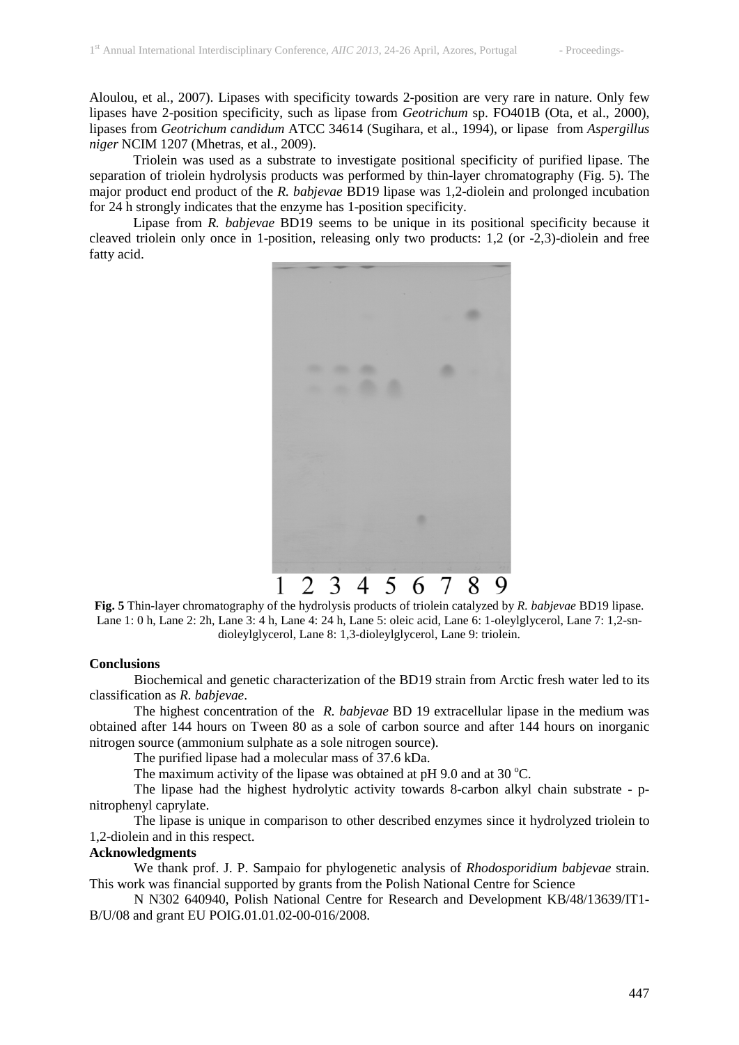Aloulou, et al., 2007). Lipases with specificity towards 2-position are very rare in nature. Only few lipases have 2-position specificity, such as lipase from *Geotrichum* sp. FO401B (Ota, et al., 2000), lipases from *Geotrichum candidum* ATCC 34614 (Sugihara, et al., 1994), or lipase from *Aspergillus niger* NCIM 1207 (Mhetras, et al., 2009).

Triolein was used as a substrate to investigate positional specificity of purified lipase. The separation of triolein hydrolysis products was performed by thin-layer chromatography (Fig. 5). The major product end product of the *R. babjevae* BD19 lipase was 1,2-diolein and prolonged incubation for 24 h strongly indicates that the enzyme has 1-position specificity.

Lipase from *R. babjevae* BD19 seems to be unique in its positional specificity because it cleaved triolein only once in 1-position, releasing only two products: 1,2 (or -2,3)-diolein and free fatty acid.

**Fig. 5** Thin-layer chromatography of the hydrolysis products of triolein catalyzed by *R. babjevae* BD19 lipase. Lane 1: 0 h, Lane 2: 2h, Lane 3: 4 h, Lane 4: 24 h, Lane 5: oleic acid, Lane 6: 1-oleylglycerol, Lane 7: 1,2-sn-dioleylglycerol, Lane 8: 1,3-dioleylglycerol, Lane 9: triolein.

## Conclusions

Biochemical and genetic characterization of the BD19 strain from Arctic fresh water led to its classification as *R. babjevae*.

The highest concentration of the *R. babjevae* BD 19 extracellular lipase in the medium was obtained after 144 hours on Tween 80 as a sole of carbon source and after 144 hours on inorganic nitrogen source (ammonium sulphate as a sole nitrogen source).

The purified lipase had a molecular mass of 37.6 kDa.

The maximum activity of the lipase was obtained at pH 9.0 and at 30 $^{o}$C.

The lipase had the highest hydrolytic activity towards 8-carbon alkyl chain substrate - p-nitrophenyl caprylate.

The lipase is unique in comparison to other described enzymes since it hydrolyzed triolein to 1,2-diolein and in this respect.

## Acknowledgments

We thank prof. J. P. Sampaio for phylogenetic analysis of *Rhodosporidium babjevae* strain. This work was financial supported by grants from the Polish National Centre for Science

N N302 640940, Polish National Centre for Research and Development KB/48/13639/IT1-B/U/08 and grant EU POIG.01.01.02-00-016/2008.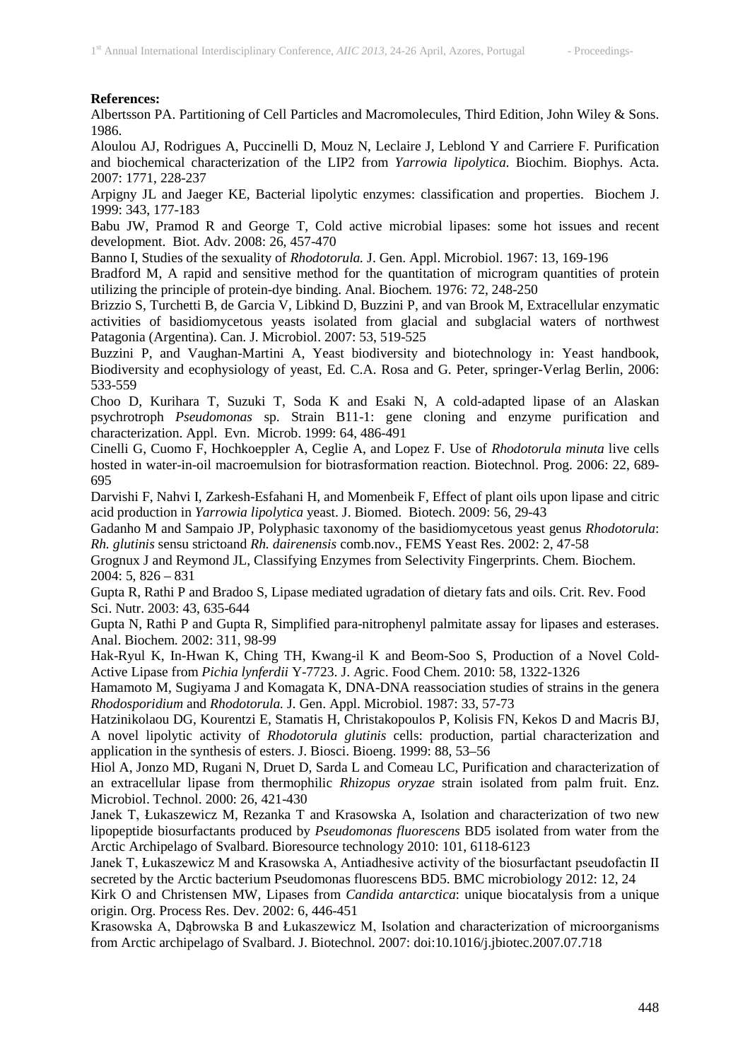**References:**

Albertsson PA. Partitioning of Cell Particles and Macromolecules, Third Edition, John Wiley & Sons. 1986.

Aloulou AJ, Rodrigues A, Puccinelli D, Mouz N, Leclaire J, Leblond Y and Carriere F. Purification and biochemical characterization of the LIP2 from *Yarrowia lipolytica*. Biochim. Biophys. Acta. 2007: 1771, 228-237

Arpigny JL and Jaeger KE, Bacterial lipolytic enzymes: classification and properties. Biochem J. 1999: 343, 177-183

Babu JW, Pramod R and George T, Cold active microbial lipases: some hot issues and recent development. Biot. Adv. 2008: 26, 457-470

Banno I, Studies of the sexuality of *Rhodotorula.* J. Gen. Appl. Microbiol. 1967: 13, 169-196

Bradford M, A rapid and sensitive method for the quantitation of microgram quantities of protein utilizing the principle of protein-dye binding. Anal. Biochem*.* 1976: 72, 248-250

Brizzio S, Turchetti B, de Garcia V, Libkind D, Buzzini P, and van Brook M, Extracellular enzymatic activities of basidiomycetous yeasts isolated from glacial and subglacial waters of northwest Patagonia (Argentina). Can. J. Microbiol. 2007: 53, 519-525

Buzzini P, and Vaughan-Martini A, Yeast biodiversity and biotechnology in: Yeast handbook, Biodiversity and ecophysiology of yeast, Ed. C.A. Rosa and G. Peter, springer-Verlag Berlin, 2006: 533-559

Choo D, Kurihara T, Suzuki T, Soda K and Esaki N, A cold-adapted lipase of an Alaskan psychrotroph *Pseudomonas* sp. Strain B11-1: gene cloning and enzyme purification and characterization. Appl. Evn. Microb. 1999: 64, 486-491

Cinelli G, Cuomo F, Hochkoeppler A, Ceglie A, and Lopez F. Use of *Rhodotorula minuta* live cells hosted in water-in-oil macroemulsion for biotrasformation reaction. Biotechnol. Prog. 2006: 22, 689-695

Darvishi F, Nahvi I, Zarkesh-Esfahani H, and Momenbeik F, Effect of plant oils upon lipase and citric acid production in *Yarrowia lipolytica* yeast. J. Biomed. Biotech. 2009: 56, 29-43

Gadanho M and Sampaio JP, Polyphasic taxonomy of the basidiomycetous yeast genus *Rhodotorula*: *Rh. glutinis* sensu strictoand *Rh. dairenensis* comb.nov., FEMS Yeast Res. 2002: 2, 47-58

Grognux J and Reymond JL, Classifying Enzymes from Selectivity Fingerprints. Chem. Biochem. 2004: 5, 826 – 831

Gupta R, Rathi P and Bradoo S, Lipase mediated ugradation of dietary fats and oils. Crit. Rev. Food Sci. Nutr. 2003: 43, 635-644

Gupta N, Rathi P and Gupta R, Simplified para-nitrophenyl palmitate assay for lipases and esterases. Anal. Biochem. 2002: 311, 98-99

Hak-Ryul K, In-Hwan K, Ching TH, Kwang-il K and Beom-Soo S, Production of a Novel Cold-Active Lipase from *Pichia lynferdii* Y-7723. J. Agric. Food Chem. 2010: 58, 1322-1326

Hamamoto M, Sugiyama J and Komagata K, DNA-DNA reassociation studies of strains in the genera *Rhodosporidium* and *Rhodotorula.* J. Gen. Appl. Microbiol. 1987: 33, 57-73

Hatzinikolaou DG, Kourentzi E, Stamatis H, Christakopoulos P, Kolisis FN, Kekos D and Macris BJ, A novel lipolytic activity of *Rhodotorula glutinis* cells: production, partial characterization and application in the synthesis of esters. J. Biosci. Bioeng. 1999: 88, 53–56

Hiol A, Jonzo MD, Rugani N, Druet D, Sarda L and Comeau LC, Purification and characterization of an extracellular lipase from thermophilic *Rhizopus oryzae* strain isolated from palm fruit. Enz. Microbiol. Technol. 2000: 26, 421-430

Janek T, Łukaszewicz M, Rezanka T and Krasowska A, Isolation and characterization of two new lipopeptide biosurfactants produced by *Pseudomonas fluorescens* BD5 isolated from water from the Arctic Archipelago of Svalbard. Bioresource technology 2010: 101, 6118-6123

Janek T, Łukaszewicz M and Krasowska A, Antiadhesive activity of the biosurfactant pseudofactin II secreted by the Arctic bacterium Pseudomonas fluorescens BD5. BMC microbiology 2012: 12, 24

Kirk O and Christensen MW, Lipases from *Candida antarctica*: unique biocatalysis from a unique origin. Org. Process Res. Dev. 2002: 6, 446-451

Krasowska A, Dąbrowska B and Łukaszewicz M, Isolation and characterization of microorganisms from Arctic archipelago of Svalbard. J. Biotechnol. 2007: doi:10.1016/j.jbiotec.2007.07.718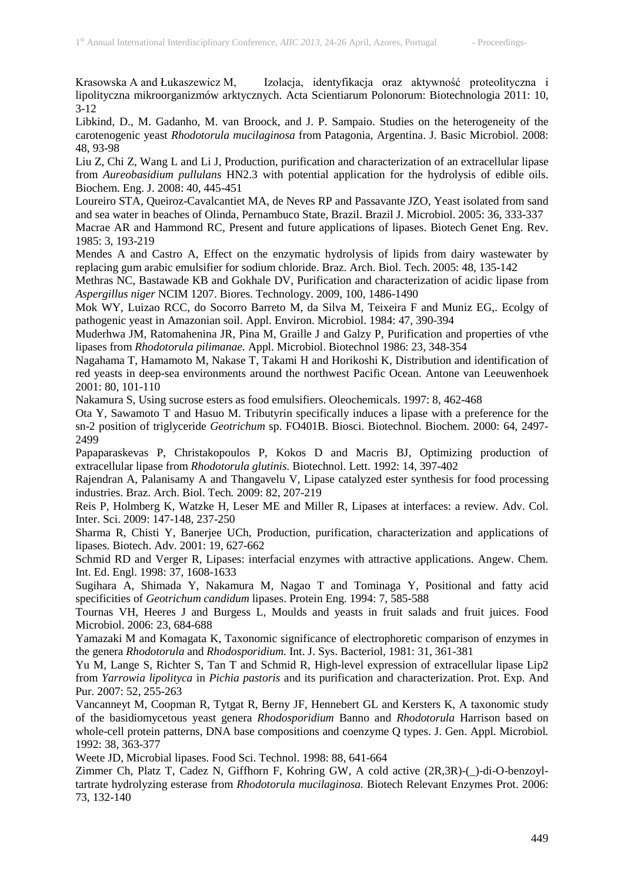Krasowska A and Łukaszewicz M, Izolacja, identyfikacja oraz aktywność proteolityczna i lipolityczna mikroorganizmów arktycznych. Acta Scientiarum Polonorum: Biotechnologia 2011: 10, 3-12

Libkind, D., M. Gadanho, M. van Broock, and J. P. Sampaio. Studies on the heterogeneity of the carotenogenic yeast *Rhodotorula mucilaginosa* from Patagonia, Argentina. J. Basic Microbiol. 2008: 48, 93-98

Liu Z, Chi Z, Wang L and Li J, Production, purification and characterization of an extracellular lipase from *Aureobasidium pullulans* HN2.3 with potential application for the hydrolysis of edible oils. Biochem. Eng. J. 2008: 40, 445-451

Loureiro STA, Queiroz-Cavalcantiet MA, de Neves RP and Passavante JZO, Yeast isolated from sand and sea water in beaches of Olinda, Pernambuco State, Brazil. Brazil J. Microbiol. 2005: 36, 333-337

Macrae AR and Hammond RC, Present and future applications of lipases. Biotech Genet Eng. Rev. 1985: 3, 193-219

Mendes A and Castro A, Effect on the enzymatic hydrolysis of lipids from dairy wastewater by replacing gum arabic emulsifier for sodium chloride. Braz. Arch. Biol. Tech. 2005: 48, 135-142

Methras NC, Bastawade KB and Gokhale DV, Purification and characterization of acidic lipase from *Aspergillus niger* NCIM 1207. Biores. Technology. 2009, 100, 1486-1490

Mok WY, Luizao RCC, do Socorro Barreto M, da Silva M, Teixeira F and Muniz EG,. Ecolgy of pathogenic yeast in Amazonian soil. Appl. Environ. Microbiol. 1984: 47, 390-394

Muderhwa JM, Ratomahenina JR, Pina M, Graille J and Galzy P, Purification and properties of vthe lipases from *Rhodotorula pilimanae.* Appl. Microbiol. Biotechnol 1986: 23, 348-354

Nagahama T, Hamamoto M, Nakase T, Takami H and Horikoshi K, Distribution and identification of red yeasts in deep-sea environments around the northwest Pacific Ocean. Antone van Leeuwenhoek 2001: 80, 101-110

Nakamura S, Using sucrose esters as food emulsifiers. Oleochemicals. 1997: 8, 462-468

Ota Y, Sawamoto T and Hasuo M. Tributyrin specifically induces a lipase with a preference for the sn-2 position of triglyceride *Geotrichum* sp. FO401B. Biosci. Biotechnol. Biochem. 2000: 64, 2497-2499

Papaparaskevas P, Christakopoulos P, Kokos D and Macris BJ, Optimizing production of extracellular lipase from *Rhodotorula glutinis.* Biotechnol. Lett. 1992: 14, 397-402

Rajendran A, Palanisamy A and Thangavelu V, Lipase catalyzed ester synthesis for food processing industries. Braz. Arch. Biol. Tech. 2009: 82, 207-219

Reis P, Holmberg K, Watzke H, Leser ME and Miller R, Lipases at interfaces: a review. Adv. Col. Inter. Sci. 2009: 147-148, 237-250

Sharma R, Chisti Y, Banerjee UCh, Production, purification, characterization and applications of lipases. Biotech. Adv. 2001: 19, 627-662

Schmid RD and Verger R, Lipases: interfacial enzymes with attractive applications. Angew. Chem. Int. Ed. Engl. 1998: 37, 1608-1633

Sugihara A, Shimada Y, Nakamura M, Nagao T and Tominaga Y, Positional and fatty acid specificities of *Geotrichum candidum* lipases. Protein Eng. 1994: 7, 585-588

Tournas VH, Heeres J and Burgess L, Moulds and yeasts in fruit salads and fruit juices. Food Microbiol. 2006: 23, 684-688

Yamazaki M and Komagata K, Taxonomic significance of electrophoretic comparison of enzymes in the genera *Rhodotorula* and *Rhodosporidium.* Int. J. Sys. Bacteriol, 1981: 31, 361-381

Yu M, Lange S, Richter S, Tan T and Schmid R, High-level expression of extracellular lipase Lip2 from *Yarrowia lipolityca* in *Pichia pastoris* and its purification and characterization. Prot. Exp. And Pur. 2007: 52, 255-263

Vancanneyt M, Coopman R, Tytgat R, Berny JF, Hennebert GL and Kersters K, A taxonomic study of the basidiomycetous yeast genera *Rhodosporidium* Banno and *Rhodotorula* Harrison based on whole-cell protein patterns, DNA base compositions and coenzyme Q types. J. Gen. Appl. Microbiol. 1992: 38, 363-377

Weete JD, Microbial lipases. Food Sci. Technol. 1998: 88, 641-664

Zimmer Ch, Platz T, Cadez N, Giffhorn F, Kohring GW, A cold active (2R,3R)-(_)-di-O-benzoyl-tartrate hydrolyzing esterase from *Rhodotorula mucilaginosa.* Biotech Relevant Enzymes Prot. 2006: 73, 132-140